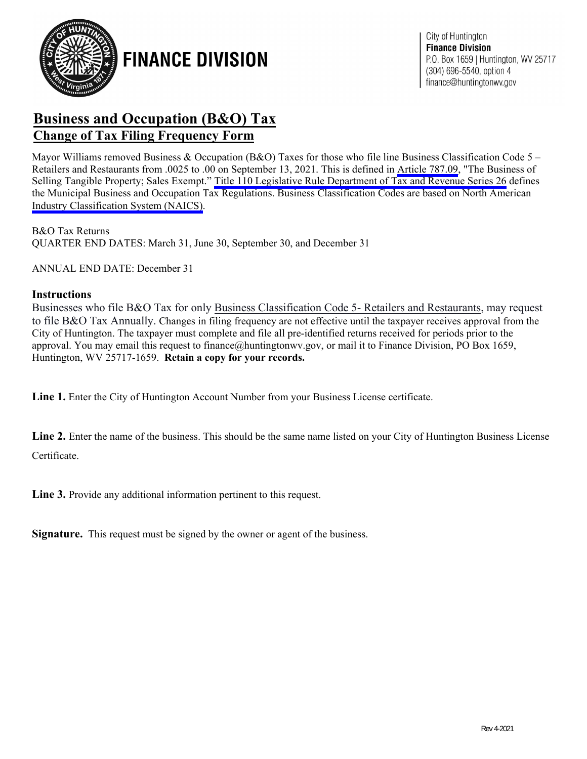# FINANCE DIVISION

City of Huntington
**Finance Division**
P.O. Box 1659 | Huntington, WV 25717
(304) 696-5540, option 4
finance@huntingtonwv.gov

## Business and Occupation (B&O) Tax

### Change of Tax Filing Frequency Form

Mayor Williams removed Business & Occupation (B&O) Taxes for those who file line Business Classification Code 5 – Retailers and Restaurants from .0025 to .00 on September 13, 2021. This is defined in Article 787.09, "The Business of Selling Tangible Property; Sales Exempt." Title 110 Legislative Rule Department of Tax and Revenue Series 26 defines the Municipal Business and Occupation Tax Regulations. Business Classification Codes are based on North American Industry Classification System (NAICS).

B&O Tax Returns
QUARTER END DATES: March 31, June 30, September 30, and December 31

ANNUAL END DATE: December 31

### Instructions

Businesses who file B&O Tax for only Business Classification Code 5- Retailers and Restaurants, may request to file B&O Tax Annually. Changes in filing frequency are not effective until the taxpayer receives approval from the City of Huntington. The taxpayer must complete and file all pre-identified returns received for periods prior to the approval. You may email this request to finance@huntingtonwv.gov, or mail it to Finance Division, PO Box 1659, Huntington, WV 25717-1659. **Retain a copy for your records.**

**Line 1.** Enter the City of Huntington Account Number from your Business License certificate.

**Line 2.** Enter the name of the business. This should be the same name listed on your City of Huntington Business License Certificate.

**Line 3.** Provide any additional information pertinent to this request.

**Signature.** This request must be signed by the owner or agent of the business.

Rev 4-2021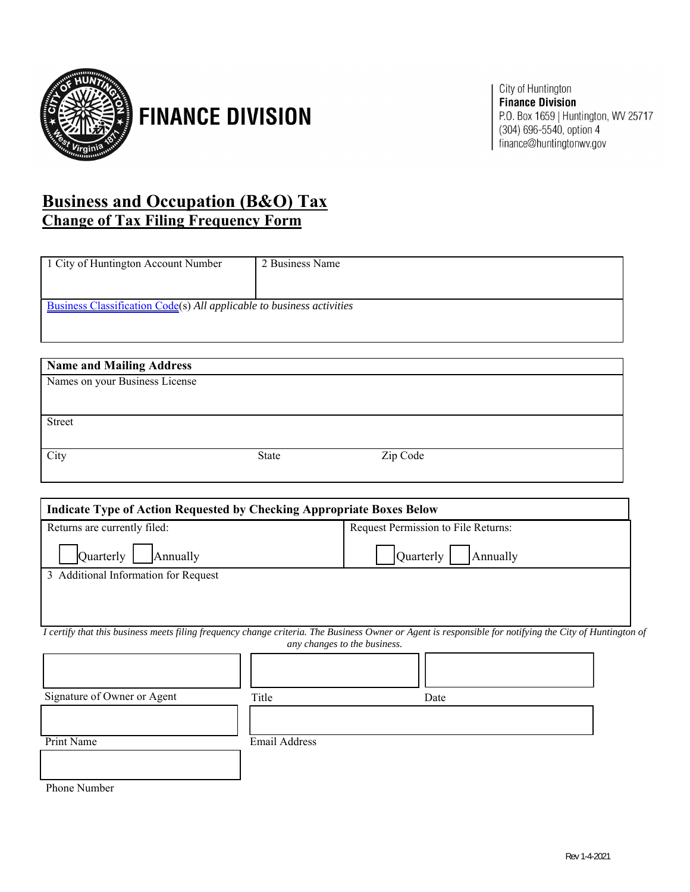FINANCE DIVISION

City of Huntington
**Finance Division**
P.O. Box 1659 | Huntington, WV 25717
(304) 696-5540, option 4
finance@huntingtonwv.gov

# Business and Occupation (B&O) Tax
## Change of Tax Filing Frequency Form

| | |
|---|---|
| 1 City of Huntington Account Number | 2 Business Name |
| Business Classification Code(s) *All applicable to business activities* | |

| **Name and Mailing Address** | | |
|---|---|---|
| Names on your Business License | | |
| Street | | |
| City | State | Zip Code |

| **Indicate Type of Action Requested by Checking Appropriate Boxes Below** | |
|---|---|
| Returns are currently filed: ☐ Quarterly ☐ Annually | Request Permission to File Returns: ☐ Quarterly ☐ Annually |
| 3 Additional Information for Request | |

*I certify that this business meets filing frequency change criteria. The Business Owner or Agent is responsible for notifying the City of Huntington of any changes to the business.*

| | | |
|---|---|---|
| Signature of Owner or Agent | Title | Date |
| Print Name | Email Address | |
| Phone Number | | |

Rev 1-4-2021